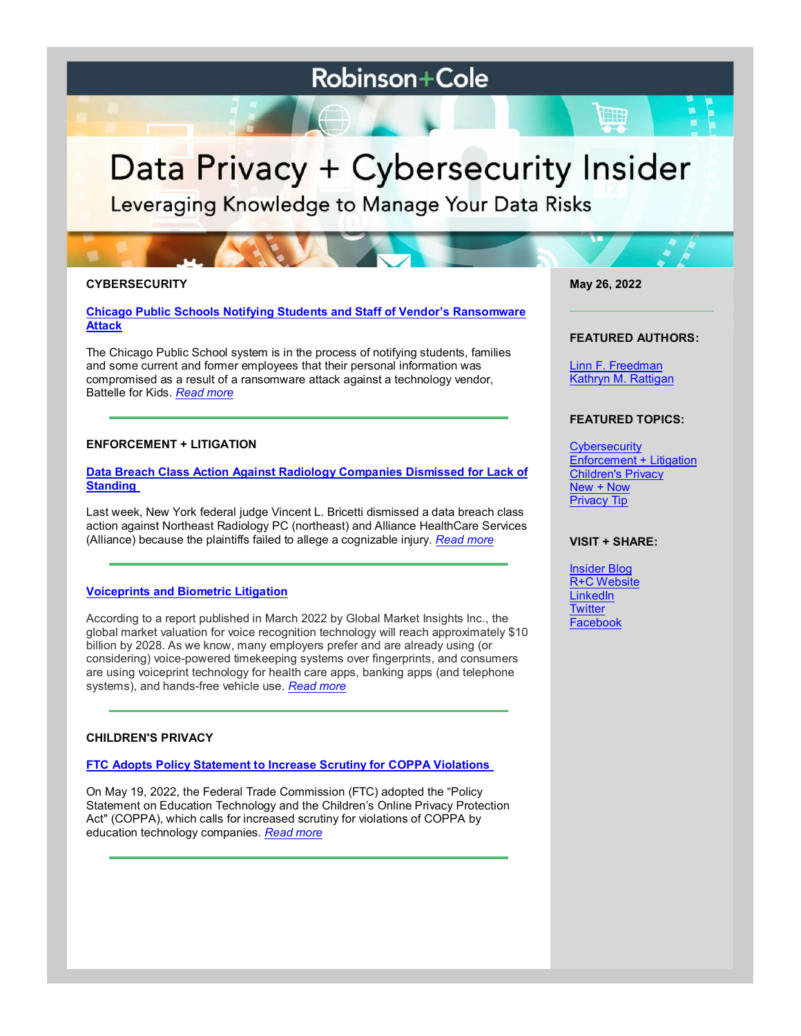# Robinson+Cole

# Data Privacy + Cybersecurity Insider

Leveraging Knowledge to Manage Your Data Risks

**May 26, 2022**

**FEATURED AUTHORS:**

Linn F. Freedman
Kathryn M. Rattigan

**FEATURED TOPICS:**

Cybersecurity
Enforcement + Litigation
Children's Privacy
New + Now
Privacy Tip

**VISIT + SHARE:**

Insider Blog
R+C Website
LinkedIn
Twitter
Facebook

## CYBERSECURITY

### Chicago Public Schools Notifying Students and Staff of Vendor's Ransomware Attack

The Chicago Public School system is in the process of notifying students, families and some current and former employees that their personal information was compromised as a result of a ransomware attack against a technology vendor, Battelle for Kids. *Read more*

---

## ENFORCEMENT + LITIGATION

### Data Breach Class Action Against Radiology Companies Dismissed for Lack of Standing

Last week, New York federal judge Vincent L. Bricetti dismissed a data breach class action against Northeast Radiology PC (northeast) and Alliance HealthCare Services (Alliance) because the plaintiffs failed to allege a cognizable injury. *Read more*

---

### Voiceprints and Biometric Litigation

According to a report published in March 2022 by Global Market Insights Inc., the global market valuation for voice recognition technology will reach approximately $10 billion by 2028. As we know, many employers prefer and are already using (or considering) voice-powered timekeeping systems over fingerprints, and consumers are using voiceprint technology for health care apps, banking apps (and telephone systems), and hands-free vehicle use. *Read more*

---

## CHILDREN'S PRIVACY

### FTC Adopts Policy Statement to Increase Scrutiny for COPPA Violations

On May 19, 2022, the Federal Trade Commission (FTC) adopted the "Policy Statement on Education Technology and the Children's Online Privacy Protection Act" (COPPA), which calls for increased scrutiny for violations of COPPA by education technology companies. *Read more*

---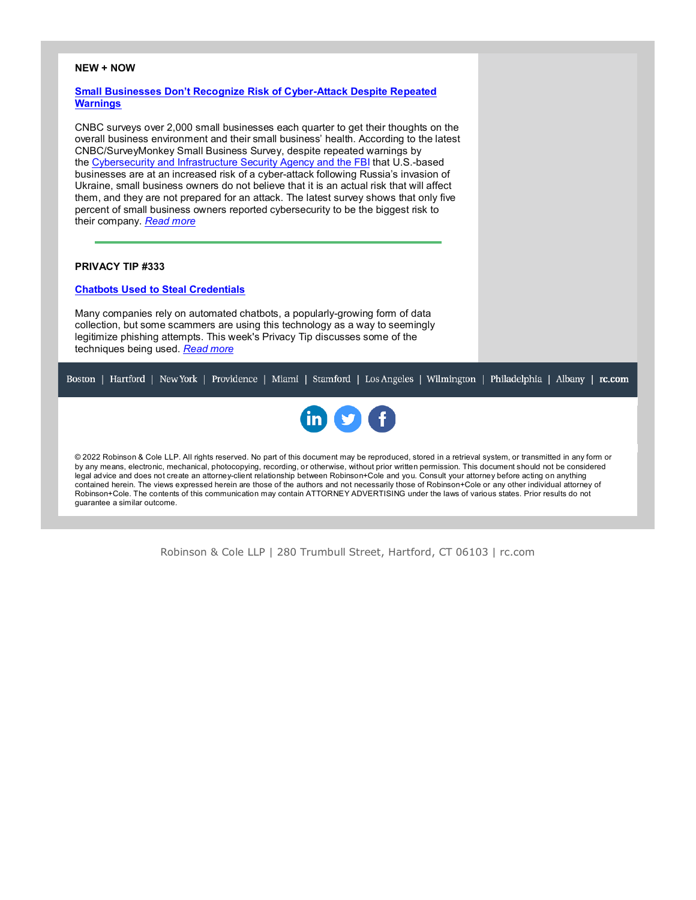**NEW + NOW**

**Small Businesses Don't Recognize Risk of Cyber-Attack Despite Repeated Warnings**

CNBC surveys over 2,000 small businesses each quarter to get their thoughts on the overall business environment and their small business' health. According to the latest CNBC/SurveyMonkey Small Business Survey, despite repeated warnings by the Cybersecurity and Infrastructure Security Agency and the FBI that U.S.-based businesses are at an increased risk of a cyber-attack following Russia's invasion of Ukraine, small business owners do not believe that it is an actual risk that will affect them, and they are not prepared for an attack. The latest survey shows that only five percent of small business owners reported cybersecurity to be the biggest risk to their company. *Read more*

---

**PRIVACY TIP #333**

**Chatbots Used to Steal Credentials**

Many companies rely on automated chatbots, a popularly-growing form of data collection, but some scammers are using this technology as a way to seemingly legitimize phishing attempts. This week's Privacy Tip discusses some of the techniques being used. *Read more*

Boston | Hartford | New York | Providence | Miami | Stamford | Los Angeles | Wilmington | Philadelphia | Albany | rc.com

© 2022 Robinson & Cole LLP. All rights reserved. No part of this document may be reproduced, stored in a retrieval system, or transmitted in any form or by any means, electronic, mechanical, photocopying, recording, or otherwise, without prior written permission. This document should not be considered legal advice and does not create an attorney-client relationship between Robinson+Cole and you. Consult your attorney before acting on anything contained herein. The views expressed herein are those of the authors and not necessarily those of Robinson+Cole or any other individual attorney of Robinson+Cole. The contents of this communication may contain ATTORNEY ADVERTISING under the laws of various states. Prior results do not guarantee a similar outcome.

Robinson & Cole LLP | 280 Trumbull Street, Hartford, CT 06103 | rc.com